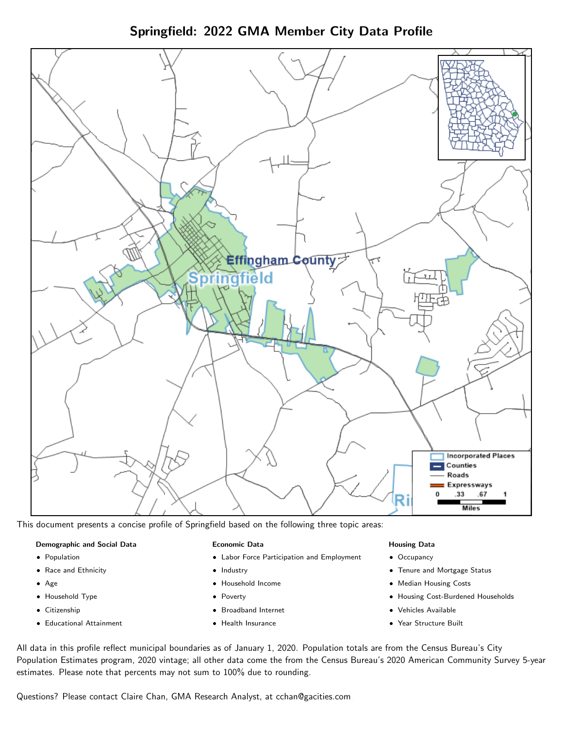# Springfield: 2022 GMA Member City Data Profile

This document presents a concise profile of Springfield based on the following three topic areas:

**Demographic and Social Data**

- Population
- Race and Ethnicity
- Age
- Household Type
- Citizenship
- Educational Attainment

**Economic Data**

- Labor Force Participation and Employment
- Industry
- Household Income
- Poverty
- Broadband Internet
- Health Insurance

**Housing Data**

- Occupancy
- Tenure and Mortgage Status
- Median Housing Costs
- Housing Cost-Burdened Households
- Vehicles Available
- Year Structure Built

All data in this profile reflect municipal boundaries as of January 1, 2020. Population totals are from the Census Bureau's City Population Estimates program, 2020 vintage; all other data come the from the Census Bureau's 2020 American Community Survey 5-year estimates. Please note that percents may not sum to 100% due to rounding.

Questions? Please contact Claire Chan, GMA Research Analyst, at cchan@gacities.com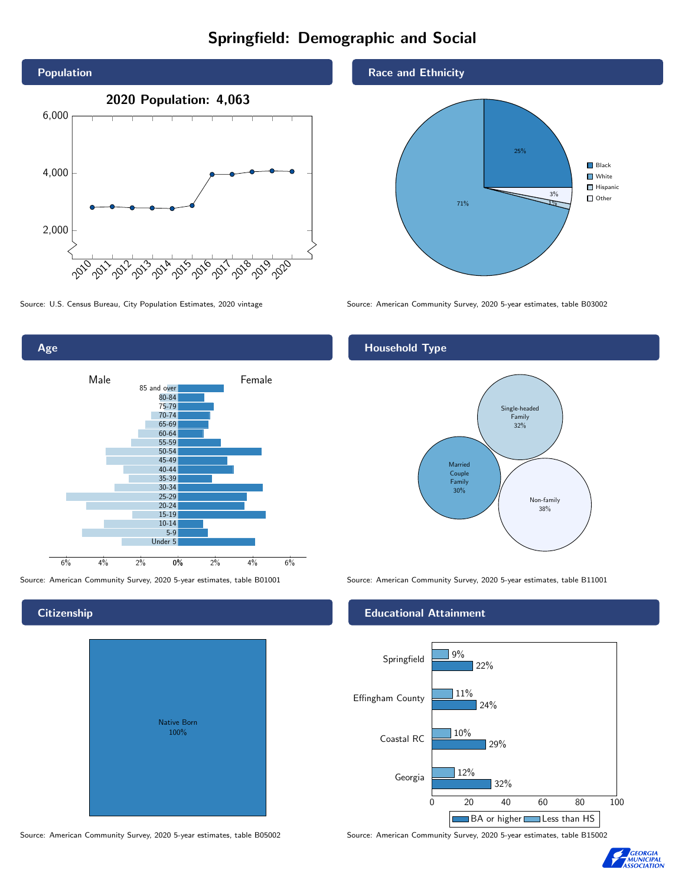# Springfield: Demographic and Social

## Population

2020 Population: 4,063

Source: U.S. Census Bureau, City Population Estimates, 2020 vintage

## Race and Ethnicity

- Black: 25%
- White: 71%
- Hispanic: 1%
- Other: 3%

Source: American Community Survey, 2020 5-year estimates, table B03002

## Age

Male / Female

Age groups: 85 and over, 80-84, 75-79, 70-74, 65-69, 60-64, 55-59, 50-54, 45-49, 40-44, 35-39, 30-34, 25-29, 20-24, 15-19, 10-14, 5-9, Under 5

Source: American Community Survey, 2020 5-year estimates, table B01001

## Household Type

- Single-headed Family: 32%
- Married Couple Family: 30%
- Non-family: 38%

Source: American Community Survey, 2020 5-year estimates, table B11001

## Citizenship

Native Born 100%

Source: American Community Survey, 2020 5-year estimates, table B05002

## Educational Attainment

| | Less than HS | BA or higher |
|---|---|---|
| Springfield | 9% | 22% |
| Effingham County | 11% | 24% |
| Coastal RC | 10% | 29% |
| Georgia | 12% | 32% |

Source: American Community Survey, 2020 5-year estimates, table B15002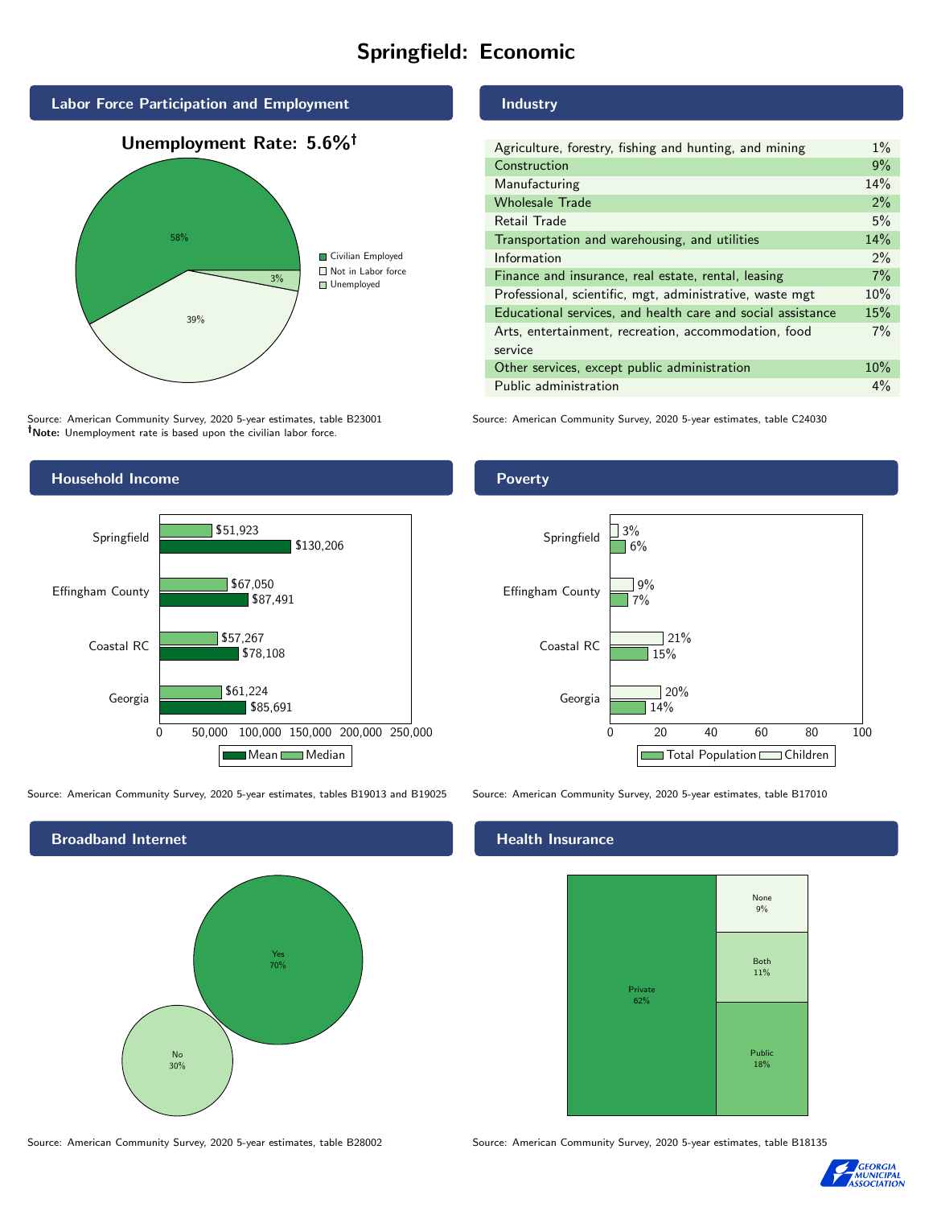# Springfield: Economic

## Labor Force Participation and Employment

**Unemployment Rate: 5.6%†**

| Category | Percent |
|---|---|
| Civilian Employed | 58% |
| Not in Labor force | 39% |
| Unemployed | 3% |

Source: American Community Survey, 2020 5-year estimates, table B23001
**†Note:** Unemployment rate is based upon the civilian labor force.

## Industry

| Industry | Percent |
|---|---|
| Agriculture, forestry, fishing and hunting, and mining | 1% |
| Construction | 9% |
| Manufacturing | 14% |
| Wholesale Trade | 2% |
| Retail Trade | 5% |
| Transportation and warehousing, and utilities | 14% |
| Information | 2% |
| Finance and insurance, real estate, rental, leasing | 7% |
| Professional, scientific, mgt, administrative, waste mgt | 10% |
| Educational services, and health care and social assistance | 15% |
| Arts, entertainment, recreation, accommodation, food service | 7% |
| Other services, except public administration | 10% |
| Public administration | 4% |

Source: American Community Survey, 2020 5-year estimates, table C24030

## Household Income

| Area | Median | Mean |
|---|---|---|
| Springfield | $51,923 | $130,206 |
| Effingham County | $67,050 | $87,491 |
| Coastal RC | $57,267 | $78,108 |
| Georgia | $61,224 | $85,691 |

Source: American Community Survey, 2020 5-year estimates, tables B19013 and B19025

## Poverty

| Area | Children | Total Population |
|---|---|---|
| Springfield | 3% | 6% |
| Effingham County | 9% | 7% |
| Coastal RC | 21% | 15% |
| Georgia | 20% | 14% |

Source: American Community Survey, 2020 5-year estimates, table B17010

## Broadband Internet

| Response | Percent |
|---|---|
| Yes | 70% |
| No | 30% |

Source: American Community Survey, 2020 5-year estimates, table B28002

## Health Insurance

| Type | Percent |
|---|---|
| Private | 62% |
| None | 9% |
| Both | 11% |
| Public | 18% |

Source: American Community Survey, 2020 5-year estimates, table B18135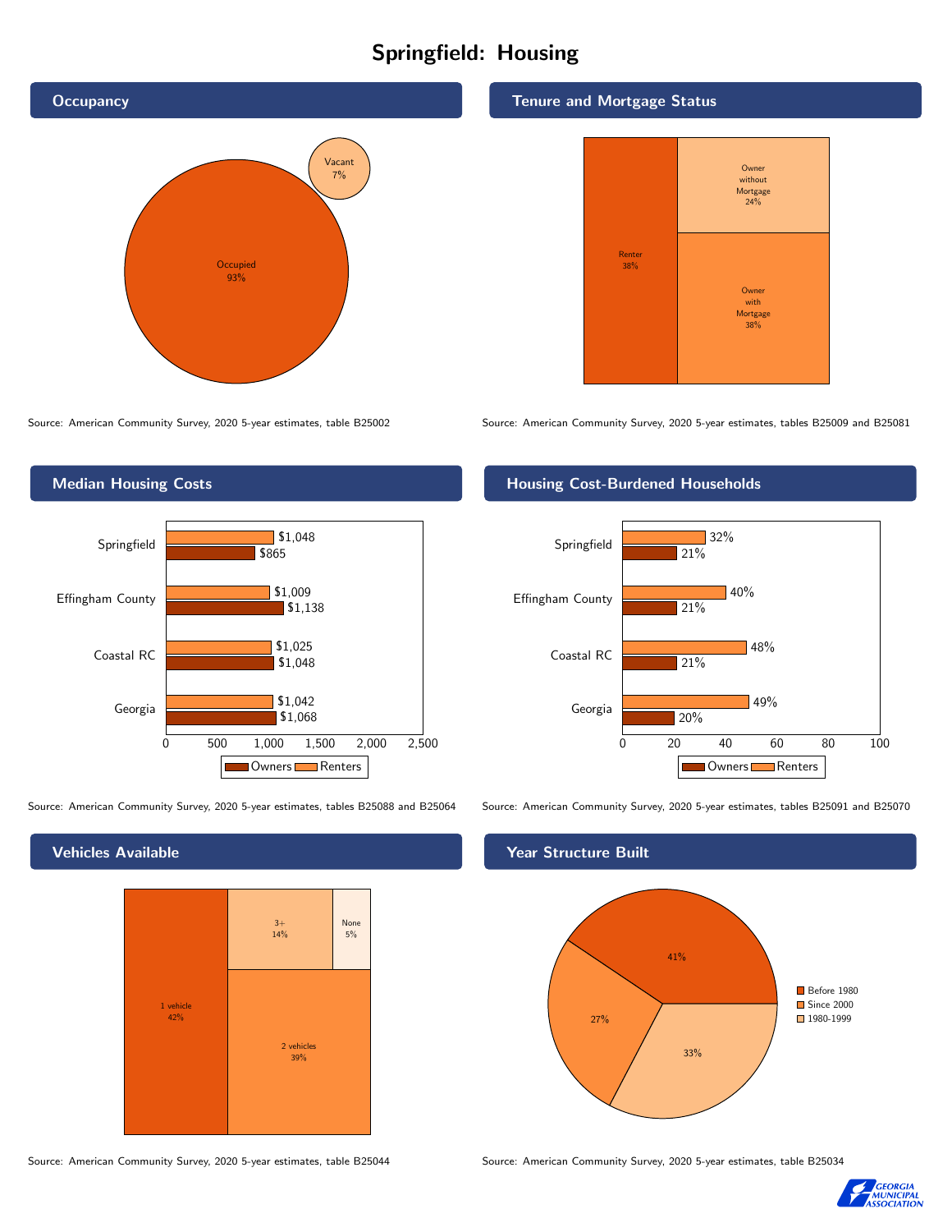# Springfield: Housing

## Occupancy

Vacant
7%

Occupied
93%

Source: American Community Survey, 2020 5-year estimates, table B25002

## Tenure and Mortgage Status

Renter
38%

Owner without Mortgage
24%

Owner with Mortgage
38%

Source: American Community Survey, 2020 5-year estimates, tables B25009 and B25081

## Median Housing Costs

Springfield
$1,048
$865

Effingham County
$1,009
$1,138

Coastal RC
$1,025
$1,048

Georgia
$1,042
$1,068

0 500 1,000 1,500 2,000 2,500

Owners Renters

Source: American Community Survey, 2020 5-year estimates, tables B25088 and B25064

## Housing Cost-Burdened Households

Springfield
32%
21%

Effingham County
40%
21%

Coastal RC
48%
21%

Georgia
49%
20%

0 20 40 60 80 100

Owners Renters

Source: American Community Survey, 2020 5-year estimates, tables B25091 and B25070

## Vehicles Available

1 vehicle
42%

2 vehicles
39%

3+
14%

None
5%

Source: American Community Survey, 2020 5-year estimates, table B25044

## Year Structure Built

41%
27%
33%

Before 1980
Since 2000
1980-1999

Source: American Community Survey, 2020 5-year estimates, table B25034